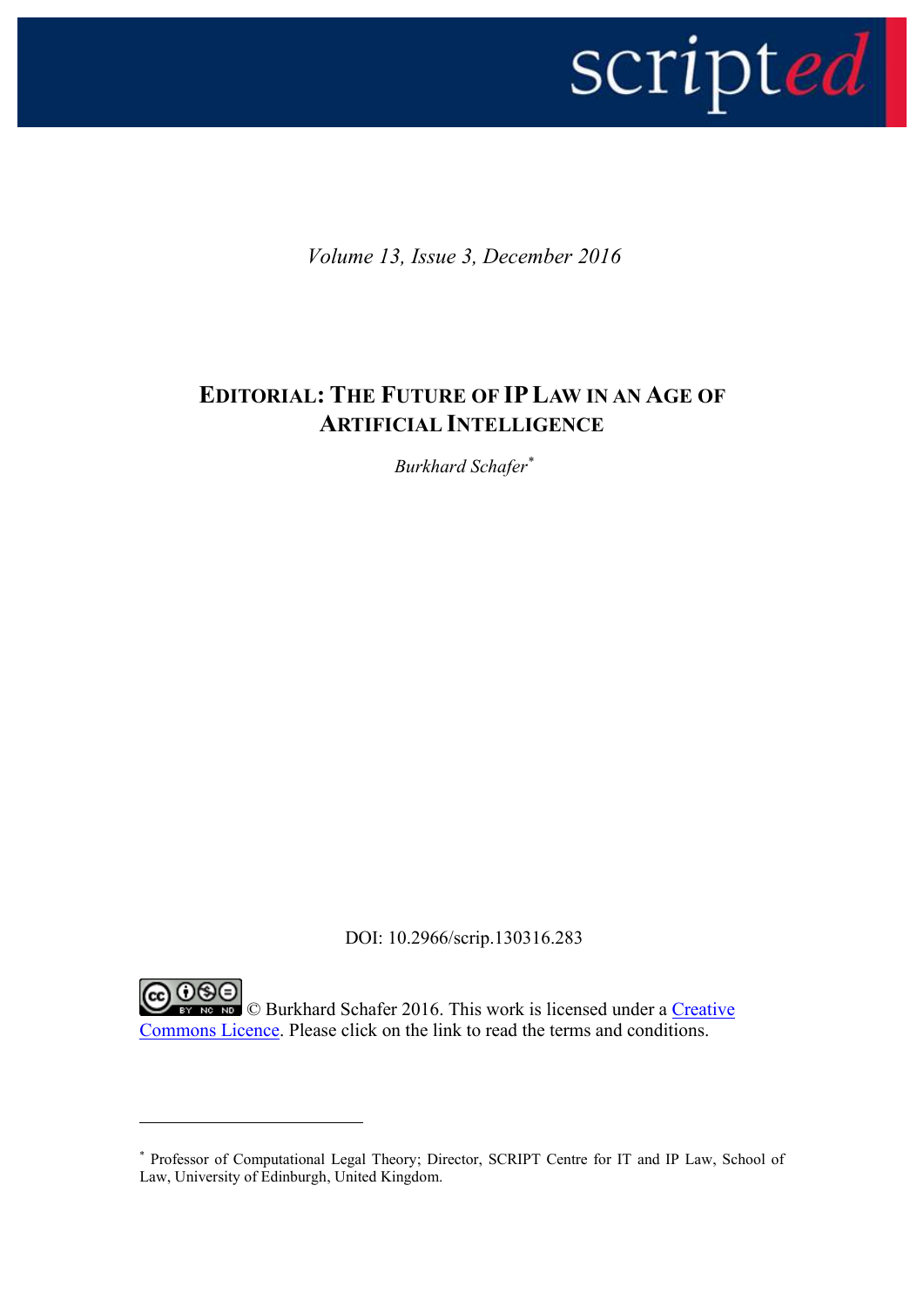*Volume 13, Issue 3, December 2016*

# EDITORIAL: THE FUTURE OF IP LAW IN AN AGE OF ARTIFICIAL INTELLIGENCE

*Burkhard Schafer*[*]

DOI: 10.2966/scrip.130316.283

© Burkhard Schafer 2016. This work is licensed under a Creative Commons Licence. Please click on the link to read the terms and conditions.

---

[*] Professor of Computational Legal Theory; Director, SCRIPT Centre for IT and IP Law, School of Law, University of Edinburgh, United Kingdom.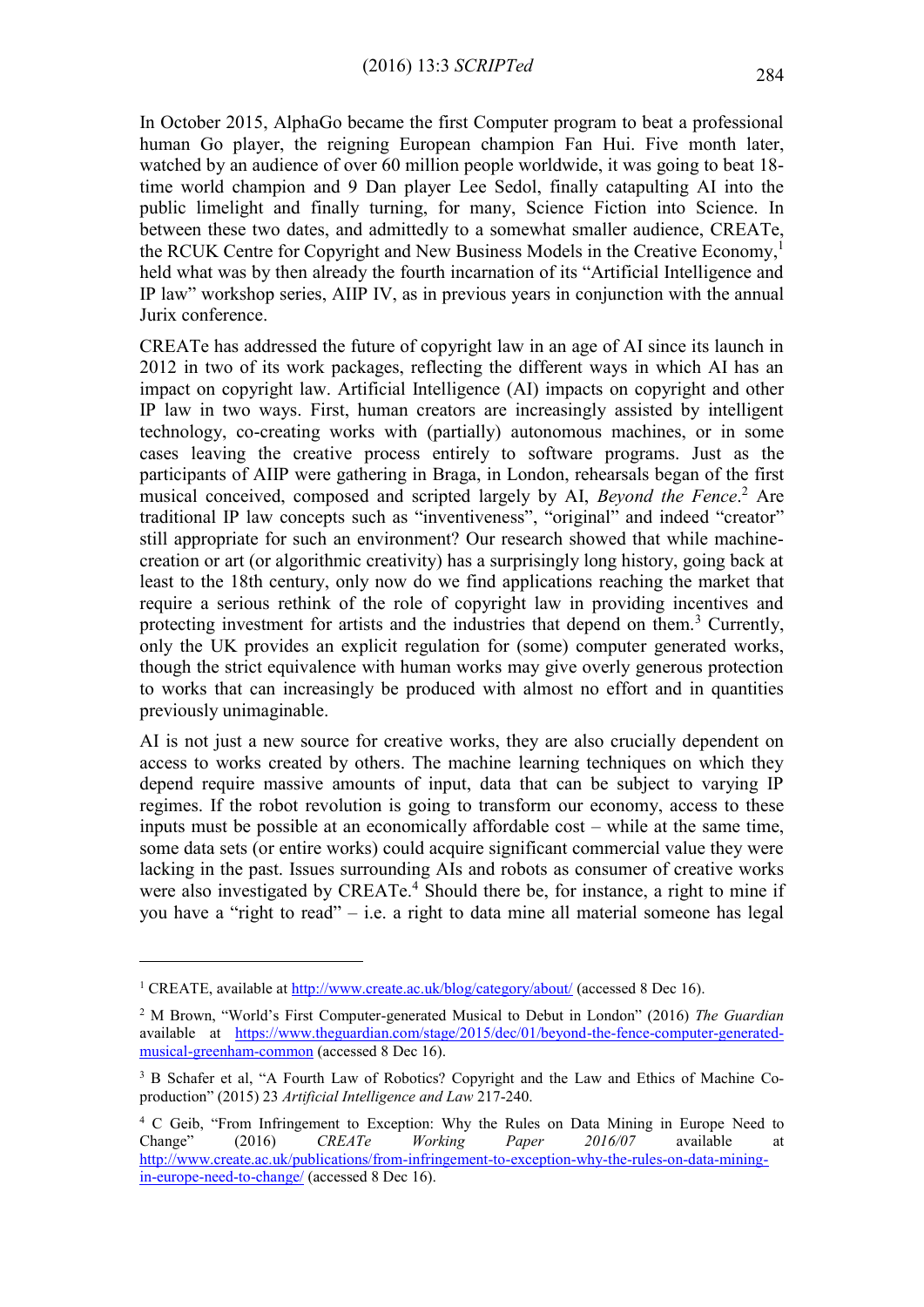In October 2015, AlphaGo became the first Computer program to beat a professional human Go player, the reigning European champion Fan Hui. Five month later, watched by an audience of over 60 million people worldwide, it was going to beat 18-time world champion and 9 Dan player Lee Sedol, finally catapulting AI into the public limelight and finally turning, for many, Science Fiction into Science. In between these two dates, and admittedly to a somewhat smaller audience, CREATe, the RCUK Centre for Copyright and New Business Models in the Creative Economy,[1] held what was by then already the fourth incarnation of its "Artificial Intelligence and IP law" workshop series, AIIP IV, as in previous years in conjunction with the annual Jurix conference.

CREATe has addressed the future of copyright law in an age of AI since its launch in 2012 in two of its work packages, reflecting the different ways in which AI has an impact on copyright law. Artificial Intelligence (AI) impacts on copyright and other IP law in two ways. First, human creators are increasingly assisted by intelligent technology, co-creating works with (partially) autonomous machines, or in some cases leaving the creative process entirely to software programs. Just as the participants of AIIP were gathering in Braga, in London, rehearsals began of the first musical conceived, composed and scripted largely by AI, *Beyond the Fence*.[2] Are traditional IP law concepts such as "inventiveness", "original" and indeed "creator" still appropriate for such an environment? Our research showed that while machine-creation or art (or algorithmic creativity) has a surprisingly long history, going back at least to the 18th century, only now do we find applications reaching the market that require a serious rethink of the role of copyright law in providing incentives and protecting investment for artists and the industries that depend on them.[3] Currently, only the UK provides an explicit regulation for (some) computer generated works, though the strict equivalence with human works may give overly generous protection to works that can increasingly be produced with almost no effort and in quantities previously unimaginable.

AI is not just a new source for creative works, they are also crucially dependent on access to works created by others. The machine learning techniques on which they depend require massive amounts of input, data that can be subject to varying IP regimes. If the robot revolution is going to transform our economy, access to these inputs must be possible at an economically affordable cost – while at the same time, some data sets (or entire works) could acquire significant commercial value they were lacking in the past. Issues surrounding AIs and robots as consumer of creative works were also investigated by CREATe.[4] Should there be, for instance, a right to mine if you have a "right to read" – i.e. a right to data mine all material someone has legal

---

[1] CREATE, available at http://www.create.ac.uk/blog/category/about/ (accessed 8 Dec 16).

[2] M Brown, "World's First Computer-generated Musical to Debut in London" (2016) *The Guardian* available at https://www.theguardian.com/stage/2015/dec/01/beyond-the-fence-computer-generated-musical-greenham-common (accessed 8 Dec 16).

[3] B Schafer et al, "A Fourth Law of Robotics? Copyright and the Law and Ethics of Machine Co-production" (2015) 23 *Artificial Intelligence and Law* 217-240.

[4] C Geib, "From Infringement to Exception: Why the Rules on Data Mining in Europe Need to Change" (2016) *CREATe Working Paper 2016/07* available at http://www.create.ac.uk/publications/from-infringement-to-exception-why-the-rules-on-data-mining-in-europe-need-to-change/ (accessed 8 Dec 16).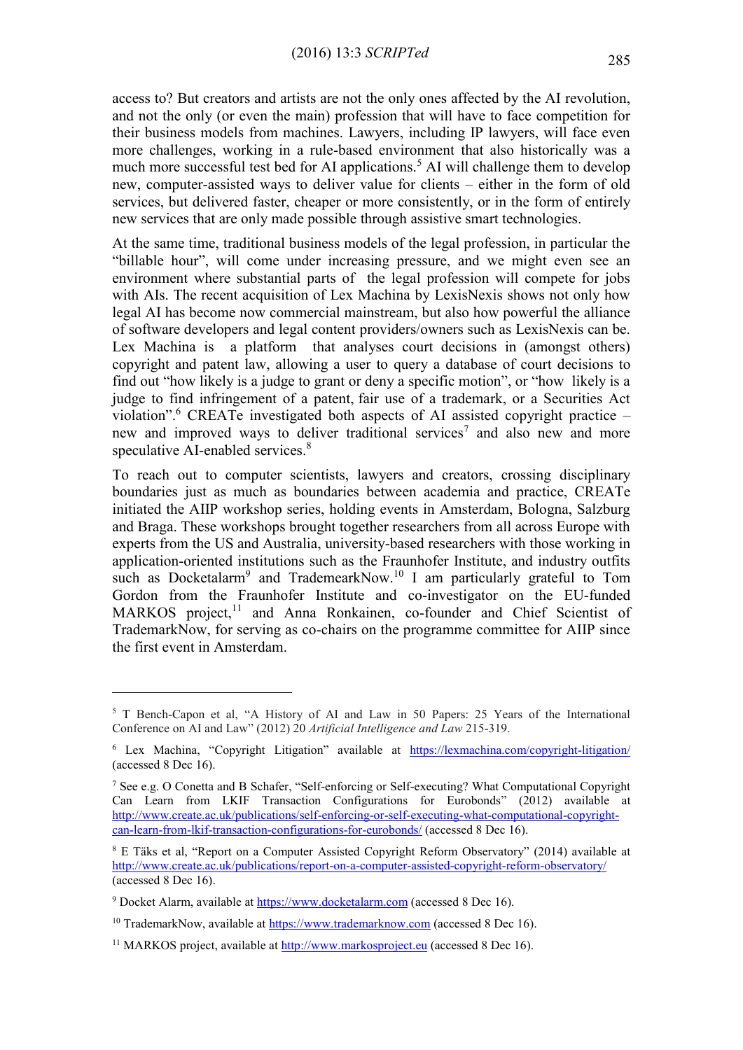access to? But creators and artists are not the only ones affected by the AI revolution, and not the only (or even the main) profession that will have to face competition for their business models from machines. Lawyers, including IP lawyers, will face even more challenges, working in a rule-based environment that also historically was a much more successful test bed for AI applications.[5] AI will challenge them to develop new, computer-assisted ways to deliver value for clients – either in the form of old services, but delivered faster, cheaper or more consistently, or in the form of entirely new services that are only made possible through assistive smart technologies.

At the same time, traditional business models of the legal profession, in particular the "billable hour", will come under increasing pressure, and we might even see an environment where substantial parts of the legal profession will compete for jobs with AIs. The recent acquisition of Lex Machina by LexisNexis shows not only how legal AI has become now commercial mainstream, but also how powerful the alliance of software developers and legal content providers/owners such as LexisNexis can be. Lex Machina is a platform that analyses court decisions in (amongst others) copyright and patent law, allowing a user to query a database of court decisions to find out "how likely is a judge to grant or deny a specific motion", or "how likely is a judge to find infringement of a patent, fair use of a trademark, or a Securities Act violation".[6] CREATe investigated both aspects of AI assisted copyright practice – new and improved ways to deliver traditional services[7] and also new and more speculative AI-enabled services.[8]

To reach out to computer scientists, lawyers and creators, crossing disciplinary boundaries just as much as boundaries between academia and practice, CREATe initiated the AIIP workshop series, holding events in Amsterdam, Bologna, Salzburg and Braga. These workshops brought together researchers from all across Europe with experts from the US and Australia, university-based researchers with those working in application-oriented institutions such as the Fraunhofer Institute, and industry outfits such as Docketalarm[9] and TrademearkNow.[10] I am particularly grateful to Tom Gordon from the Fraunhofer Institute and co-investigator on the EU-funded MARKOS project,[11] and Anna Ronkainen, co-founder and Chief Scientist of TrademarkNow, for serving as co-chairs on the programme committee for AIIP since the first event in Amsterdam.

---

[5] T Bench-Capon et al, "A History of AI and Law in 50 Papers: 25 Years of the International Conference on AI and Law" (2012) 20 *Artificial Intelligence and Law* 215-319.

[6] Lex Machina, "Copyright Litigation" available at https://lexmachina.com/copyright-litigation/ (accessed 8 Dec 16).

[7] See e.g. O Conetta and B Schafer, "Self-enforcing or Self-executing? What Computational Copyright Can Learn from LKIF Transaction Configurations for Eurobonds" (2012) available at http://www.create.ac.uk/publications/self-enforcing-or-self-executing-what-computational-copyright-can-learn-from-lkif-transaction-configurations-for-eurobonds/ (accessed 8 Dec 16).

[8] E Täks et al, "Report on a Computer Assisted Copyright Reform Observatory" (2014) available at http://www.create.ac.uk/publications/report-on-a-computer-assisted-copyright-reform-observatory/ (accessed 8 Dec 16).

[9] Docket Alarm, available at https://www.docketalarm.com (accessed 8 Dec 16).

[10] TrademarkNow, available at https://www.trademarknow.com (accessed 8 Dec 16).

[11] MARKOS project, available at http://www.markosproject.eu (accessed 8 Dec 16).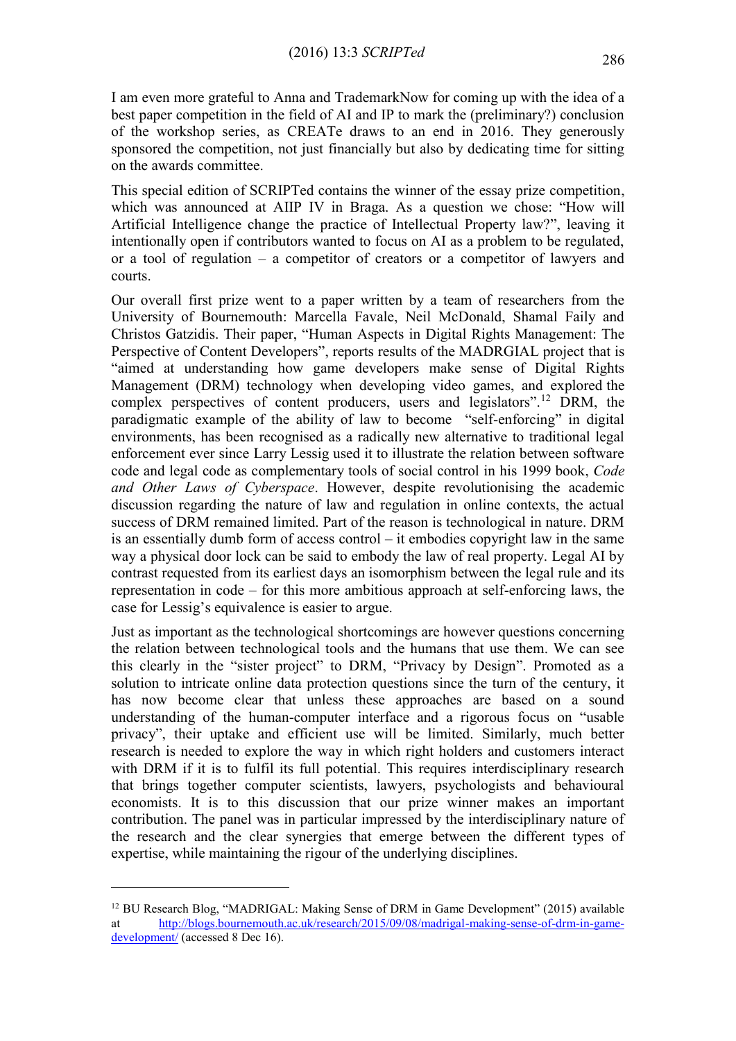I am even more grateful to Anna and TrademarkNow for coming up with the idea of a best paper competition in the field of AI and IP to mark the (preliminary?) conclusion of the workshop series, as CREATe draws to an end in 2016. They generously sponsored the competition, not just financially but also by dedicating time for sitting on the awards committee.

This special edition of SCRIPTed contains the winner of the essay prize competition, which was announced at AIIP IV in Braga. As a question we chose: "How will Artificial Intelligence change the practice of Intellectual Property law?", leaving it intentionally open if contributors wanted to focus on AI as a problem to be regulated, or a tool of regulation – a competitor of creators or a competitor of lawyers and courts.

Our overall first prize went to a paper written by a team of researchers from the University of Bournemouth: Marcella Favale, Neil McDonald, Shamal Faily and Christos Gatzidis. Their paper, "Human Aspects in Digital Rights Management: The Perspective of Content Developers", reports results of the MADRGIAL project that is "aimed at understanding how game developers make sense of Digital Rights Management (DRM) technology when developing video games, and explored the complex perspectives of content producers, users and legislators".[12] DRM, the paradigmatic example of the ability of law to become "self-enforcing" in digital environments, has been recognised as a radically new alternative to traditional legal enforcement ever since Larry Lessig used it to illustrate the relation between software code and legal code as complementary tools of social control in his 1999 book, *Code and Other Laws of Cyberspace*. However, despite revolutionising the academic discussion regarding the nature of law and regulation in online contexts, the actual success of DRM remained limited. Part of the reason is technological in nature. DRM is an essentially dumb form of access control – it embodies copyright law in the same way a physical door lock can be said to embody the law of real property. Legal AI by contrast requested from its earliest days an isomorphism between the legal rule and its representation in code – for this more ambitious approach at self-enforcing laws, the case for Lessig's equivalence is easier to argue.

Just as important as the technological shortcomings are however questions concerning the relation between technological tools and the humans that use them. We can see this clearly in the "sister project" to DRM, "Privacy by Design". Promoted as a solution to intricate online data protection questions since the turn of the century, it has now become clear that unless these approaches are based on a sound understanding of the human-computer interface and a rigorous focus on "usable privacy", their uptake and efficient use will be limited. Similarly, much better research is needed to explore the way in which right holders and customers interact with DRM if it is to fulfil its full potential. This requires interdisciplinary research that brings together computer scientists, lawyers, psychologists and behavioural economists. It is to this discussion that our prize winner makes an important contribution. The panel was in particular impressed by the interdisciplinary nature of the research and the clear synergies that emerge between the different types of expertise, while maintaining the rigour of the underlying disciplines.

---

[12] BU Research Blog, "MADRIGAL: Making Sense of DRM in Game Development" (2015) available at http://blogs.bournemouth.ac.uk/research/2015/09/08/madrigal-making-sense-of-drm-in-game-development/ (accessed 8 Dec 16).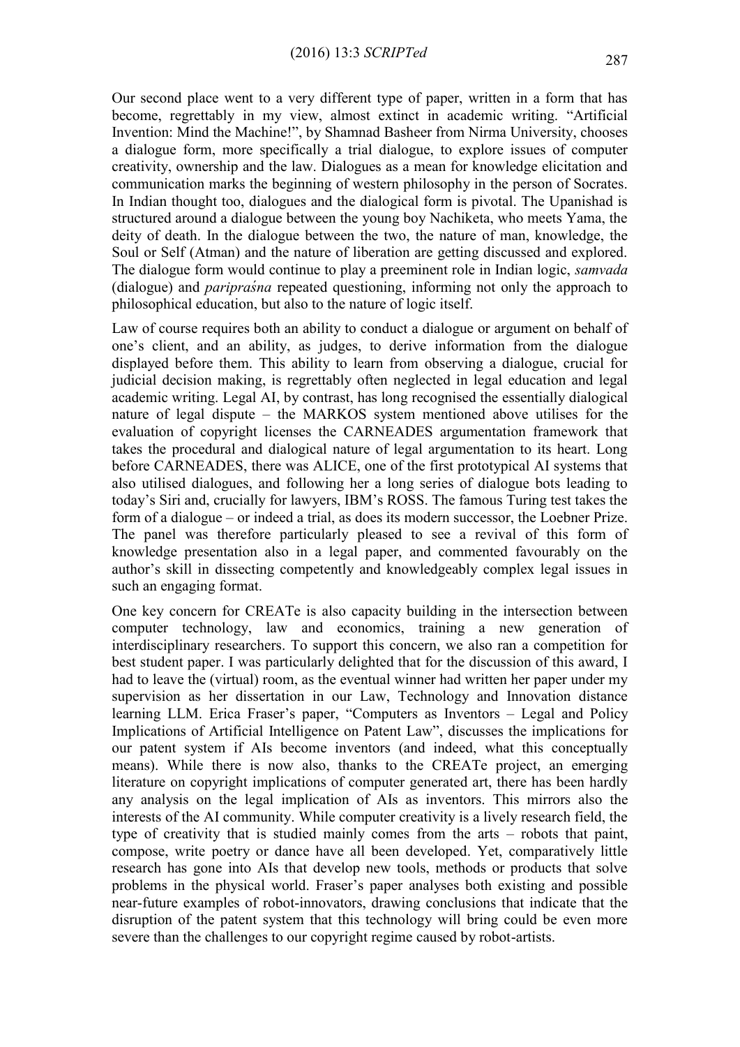Our second place went to a very different type of paper, written in a form that has become, regrettably in my view, almost extinct in academic writing. "Artificial Invention: Mind the Machine!", by Shamnad Basheer from Nirma University, chooses a dialogue form, more specifically a trial dialogue, to explore issues of computer creativity, ownership and the law. Dialogues as a mean for knowledge elicitation and communication marks the beginning of western philosophy in the person of Socrates. In Indian thought too, dialogues and the dialogical form is pivotal. The Upanishad is structured around a dialogue between the young boy Nachiketa, who meets Yama, the deity of death. In the dialogue between the two, the nature of man, knowledge, the Soul or Self (Atman) and the nature of liberation are getting discussed and explored. The dialogue form would continue to play a preeminent role in Indian logic, *samvada* (dialogue) and *paripraśna* repeated questioning, informing not only the approach to philosophical education, but also to the nature of logic itself.

Law of course requires both an ability to conduct a dialogue or argument on behalf of one's client, and an ability, as judges, to derive information from the dialogue displayed before them. This ability to learn from observing a dialogue, crucial for judicial decision making, is regrettably often neglected in legal education and legal academic writing. Legal AI, by contrast, has long recognised the essentially dialogical nature of legal dispute – the MARKOS system mentioned above utilises for the evaluation of copyright licenses the CARNEADES argumentation framework that takes the procedural and dialogical nature of legal argumentation to its heart. Long before CARNEADES, there was ALICE, one of the first prototypical AI systems that also utilised dialogues, and following her a long series of dialogue bots leading to today's Siri and, crucially for lawyers, IBM's ROSS. The famous Turing test takes the form of a dialogue – or indeed a trial, as does its modern successor, the Loebner Prize. The panel was therefore particularly pleased to see a revival of this form of knowledge presentation also in a legal paper, and commented favourably on the author's skill in dissecting competently and knowledgeably complex legal issues in such an engaging format.

One key concern for CREATe is also capacity building in the intersection between computer technology, law and economics, training a new generation of interdisciplinary researchers. To support this concern, we also ran a competition for best student paper. I was particularly delighted that for the discussion of this award, I had to leave the (virtual) room, as the eventual winner had written her paper under my supervision as her dissertation in our Law, Technology and Innovation distance learning LLM. Erica Fraser's paper, "Computers as Inventors – Legal and Policy Implications of Artificial Intelligence on Patent Law", discusses the implications for our patent system if AIs become inventors (and indeed, what this conceptually means). While there is now also, thanks to the CREATe project, an emerging literature on copyright implications of computer generated art, there has been hardly any analysis on the legal implication of AIs as inventors. This mirrors also the interests of the AI community. While computer creativity is a lively research field, the type of creativity that is studied mainly comes from the arts – robots that paint, compose, write poetry or dance have all been developed. Yet, comparatively little research has gone into AIs that develop new tools, methods or products that solve problems in the physical world. Fraser's paper analyses both existing and possible near-future examples of robot-innovators, drawing conclusions that indicate that the disruption of the patent system that this technology will bring could be even more severe than the challenges to our copyright regime caused by robot-artists.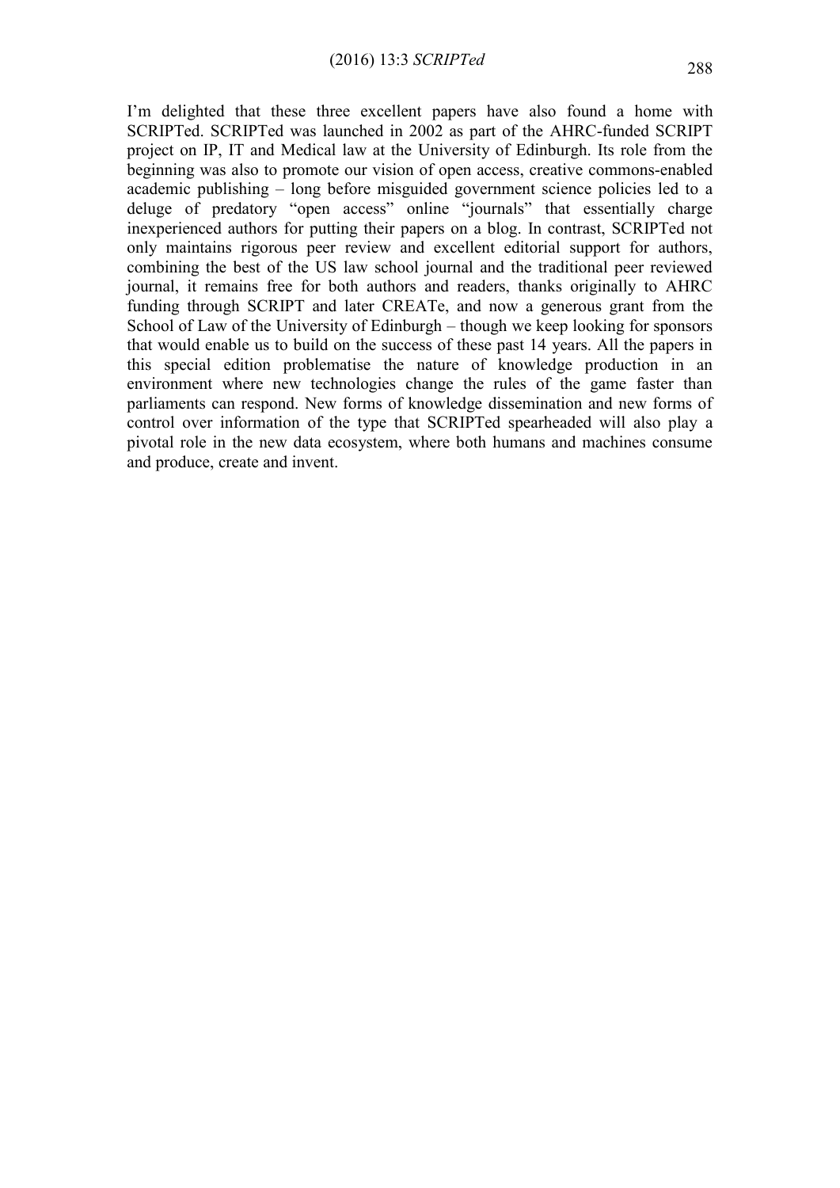I'm delighted that these three excellent papers have also found a home with SCRIPTed. SCRIPTed was launched in 2002 as part of the AHRC-funded SCRIPT project on IP, IT and Medical law at the University of Edinburgh. Its role from the beginning was also to promote our vision of open access, creative commons-enabled academic publishing – long before misguided government science policies led to a deluge of predatory "open access" online "journals" that essentially charge inexperienced authors for putting their papers on a blog. In contrast, SCRIPTed not only maintains rigorous peer review and excellent editorial support for authors, combining the best of the US law school journal and the traditional peer reviewed journal, it remains free for both authors and readers, thanks originally to AHRC funding through SCRIPT and later CREATe, and now a generous grant from the School of Law of the University of Edinburgh – though we keep looking for sponsors that would enable us to build on the success of these past 14 years. All the papers in this special edition problematise the nature of knowledge production in an environment where new technologies change the rules of the game faster than parliaments can respond. New forms of knowledge dissemination and new forms of control over information of the type that SCRIPTed spearheaded will also play a pivotal role in the new data ecosystem, where both humans and machines consume and produce, create and invent.